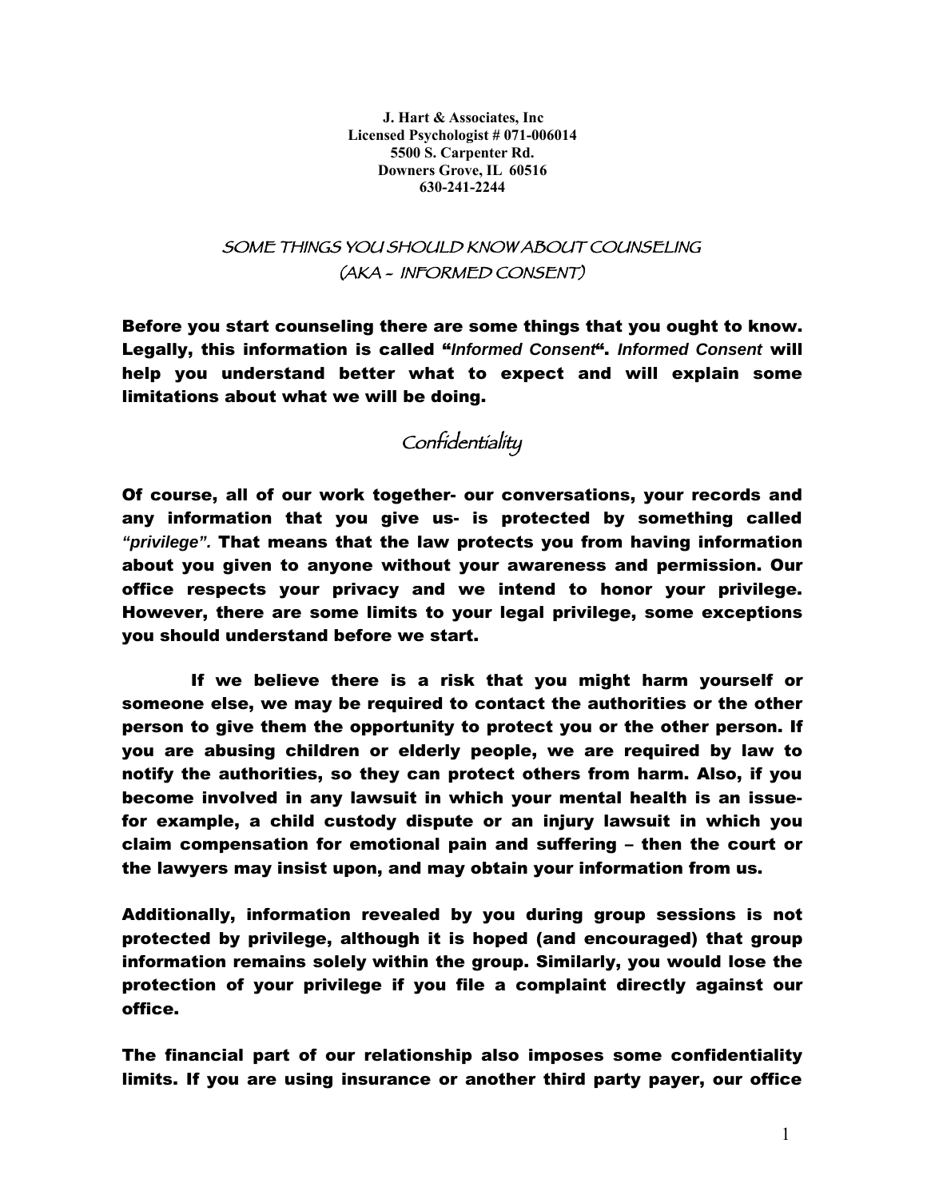**J. Hart & Associates, Inc**
**Licensed Psychologist # 071-006014**
**5500 S. Carpenter Rd.**
**Downers Grove, IL 60516**
**630-241-2244**

# SOME THINGS YOU SHOULD KNOW ABOUT COUNSELING (AKA - INFORMED CONSENT)

**Before you start counseling there are some things that you ought to know. Legally, this information is called "*Informed Consent*". *Informed Consent* will help you understand better what to expect and will explain some limitations about what we will be doing.**

## Confidentiality

**Of course, all of our work together- our conversations, your records and any information that you give us- is protected by something called *"privilege".* That means that the law protects you from having information about you given to anyone without your awareness and permission. Our office respects your privacy and we intend to honor your privilege. However, there are some limits to your legal privilege, some exceptions you should understand before we start.**

**If we believe there is a risk that you might harm yourself or someone else, we may be required to contact the authorities or the other person to give them the opportunity to protect you or the other person. If you are abusing children or elderly people, we are required by law to notify the authorities, so they can protect others from harm. Also, if you become involved in any lawsuit in which your mental health is an issue- for example, a child custody dispute or an injury lawsuit in which you claim compensation for emotional pain and suffering – then the court or the lawyers may insist upon, and may obtain your information from us.**

**Additionally, information revealed by you during group sessions is not protected by privilege, although it is hoped (and encouraged) that group information remains solely within the group. Similarly, you would lose the protection of your privilege if you file a complaint directly against our office.**

**The financial part of our relationship also imposes some confidentiality limits. If you are using insurance or another third party payer, our office**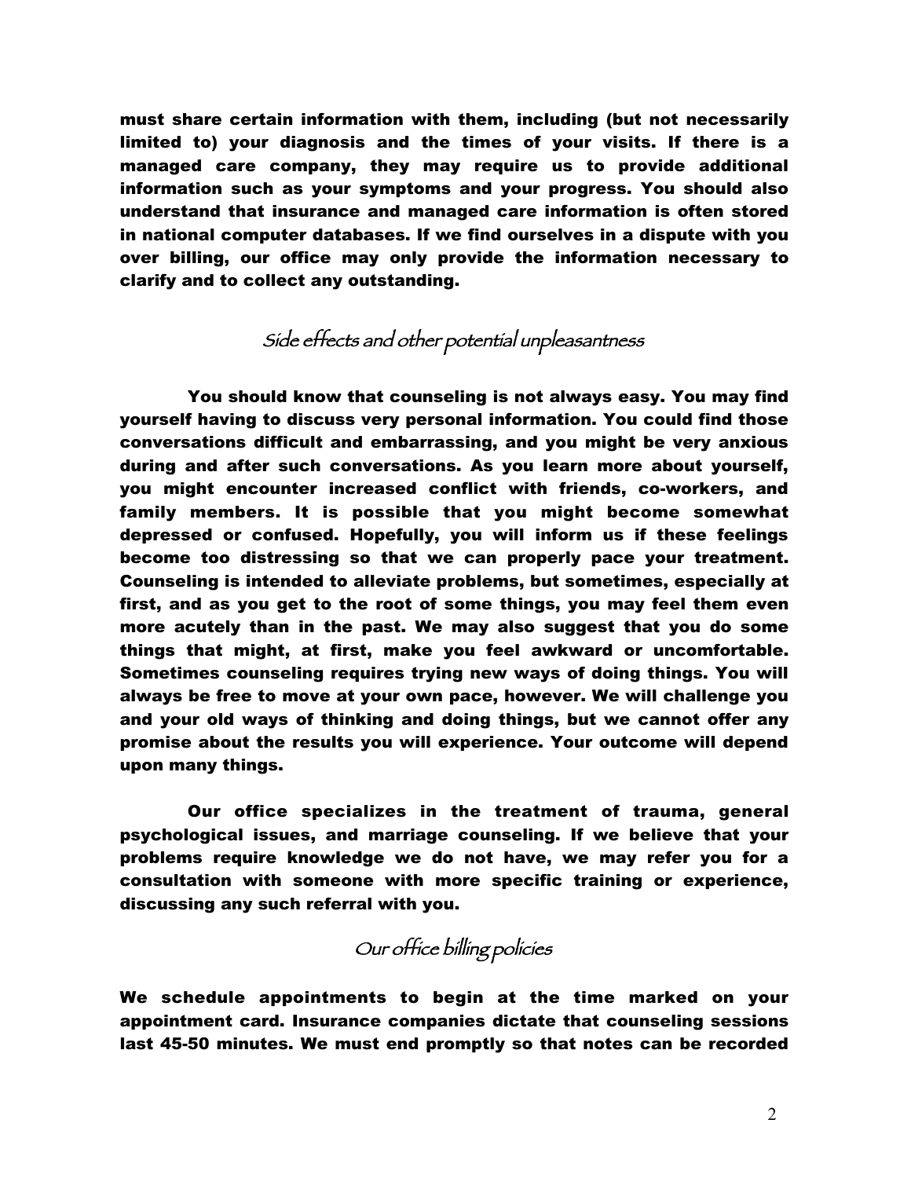**must share certain information with them, including (but not necessarily limited to) your diagnosis and the times of your visits. If there is a managed care company, they may require us to provide additional information such as your symptoms and your progress. You should also understand that insurance and managed care information is often stored in national computer databases. If we find ourselves in a dispute with you over billing, our office may only provide the information necessary to clarify and to collect any outstanding.**

## Side effects and other potential unpleasantness

**You should know that counseling is not always easy. You may find yourself having to discuss very personal information. You could find those conversations difficult and embarrassing, and you might be very anxious during and after such conversations. As you learn more about yourself, you might encounter increased conflict with friends, co-workers, and family members. It is possible that you might become somewhat depressed or confused. Hopefully, you will inform us if these feelings become too distressing so that we can properly pace your treatment. Counseling is intended to alleviate problems, but sometimes, especially at first, and as you get to the root of some things, you may feel them even more acutely than in the past. We may also suggest that you do some things that might, at first, make you feel awkward or uncomfortable. Sometimes counseling requires trying new ways of doing things. You will always be free to move at your own pace, however. We will challenge you and your old ways of thinking and doing things, but we cannot offer any promise about the results you will experience. Your outcome will depend upon many things.**

**Our office specializes in the treatment of trauma, general psychological issues, and marriage counseling. If we believe that your problems require knowledge we do not have, we may refer you for a consultation with someone with more specific training or experience, discussing any such referral with you.**

## Our office billing policies

**We schedule appointments to begin at the time marked on your appointment card. Insurance companies dictate that counseling sessions last 45-50 minutes. We must end promptly so that notes can be recorded**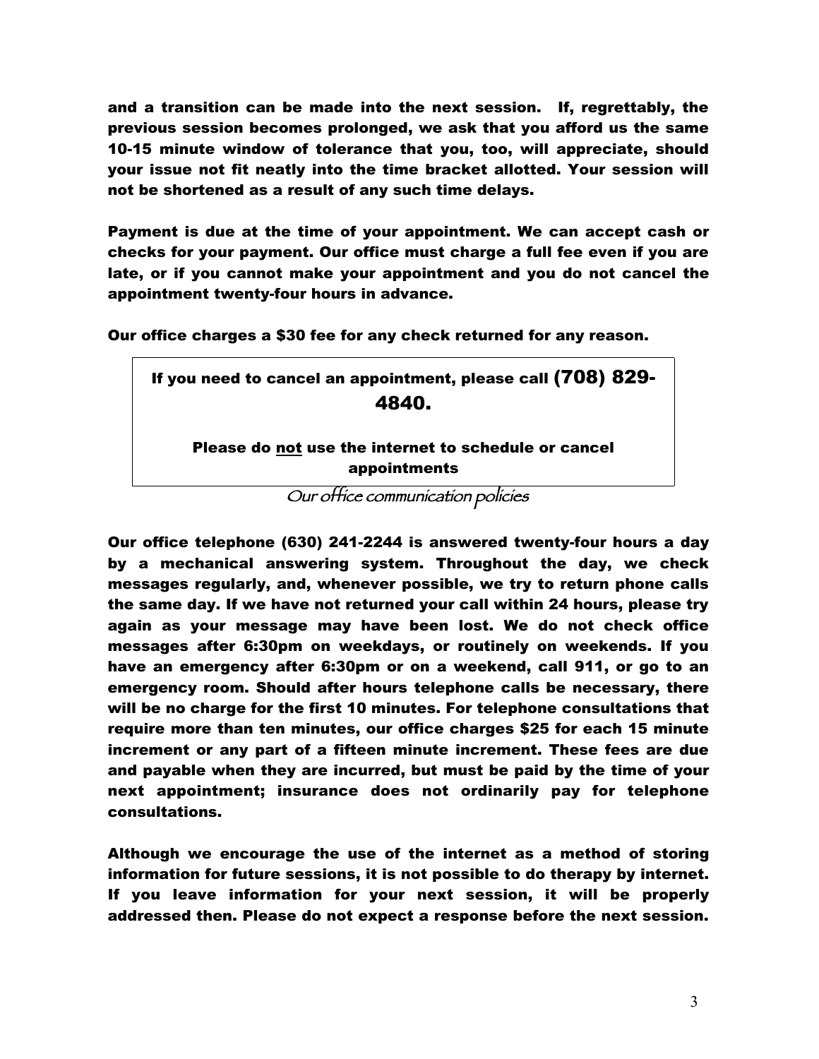**and a transition can be made into the next session. If, regrettably, the previous session becomes prolonged, we ask that you afford us the same 10-15 minute window of tolerance that you, too, will appreciate, should your issue not fit neatly into the time bracket allotted. Your session will not be shortened as a result of any such time delays.**

**Payment is due at the time of your appointment. We can accept cash or checks for your payment. Our office must charge a full fee even if you are late, or if you cannot make your appointment and you do not cancel the appointment twenty-four hours in advance.**

**Our office charges a $30 fee for any check returned for any reason.**

**If you need to cancel an appointment, please call (708) 829-4840.**

**Please do <u>not</u> use the internet to schedule or cancel appointments**

## Our office communication policies

**Our office telephone (630) 241-2244 is answered twenty-four hours a day by a mechanical answering system. Throughout the day, we check messages regularly, and, whenever possible, we try to return phone calls the same day. If we have not returned your call within 24 hours, please try again as your message may have been lost. We do not check office messages after 6:30pm on weekdays, or routinely on weekends. If you have an emergency after 6:30pm or on a weekend, call 911, or go to an emergency room. Should after hours telephone calls be necessary, there will be no charge for the first 10 minutes. For telephone consultations that require more than ten minutes, our office charges $25 for each 15 minute increment or any part of a fifteen minute increment. These fees are due and payable when they are incurred, but must be paid by the time of your next appointment; insurance does not ordinarily pay for telephone consultations.**

**Although we encourage the use of the internet as a method of storing information for future sessions, it is not possible to do therapy by internet. If you leave information for your next session, it will be properly addressed then. Please do not expect a response before the next session.**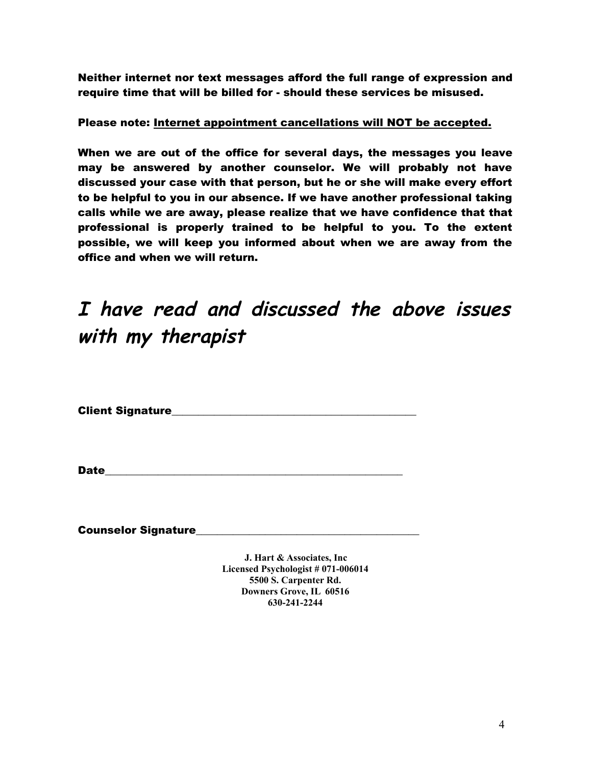**Neither internet nor text messages afford the full range of expression and require time that will be billed for - should these services be misused.**

**Please note: <u>Internet appointment cancellations will NOT be accepted.</u>**

**When we are out of the office for several days, the messages you leave may be answered by another counselor. We will probably not have discussed your case with that person, but he or she will make every effort to be helpful to you in our absence. If we have another professional taking calls while we are away, please realize that we have confidence that that professional is properly trained to be helpful to you. To the extent possible, we will keep you informed about when we are away from the office and when we will return.**

***I have read and discussed the above issues with my therapist***

**Client Signature**_____________________________________________

**Date**_______________________________________________________

**Counselor Signature**__________________________________________

**J. Hart & Associates, Inc**
**Licensed Psychologist # 071-006014**
**5500 S. Carpenter Rd.**
**Downers Grove, IL 60516**
**630-241-2244**